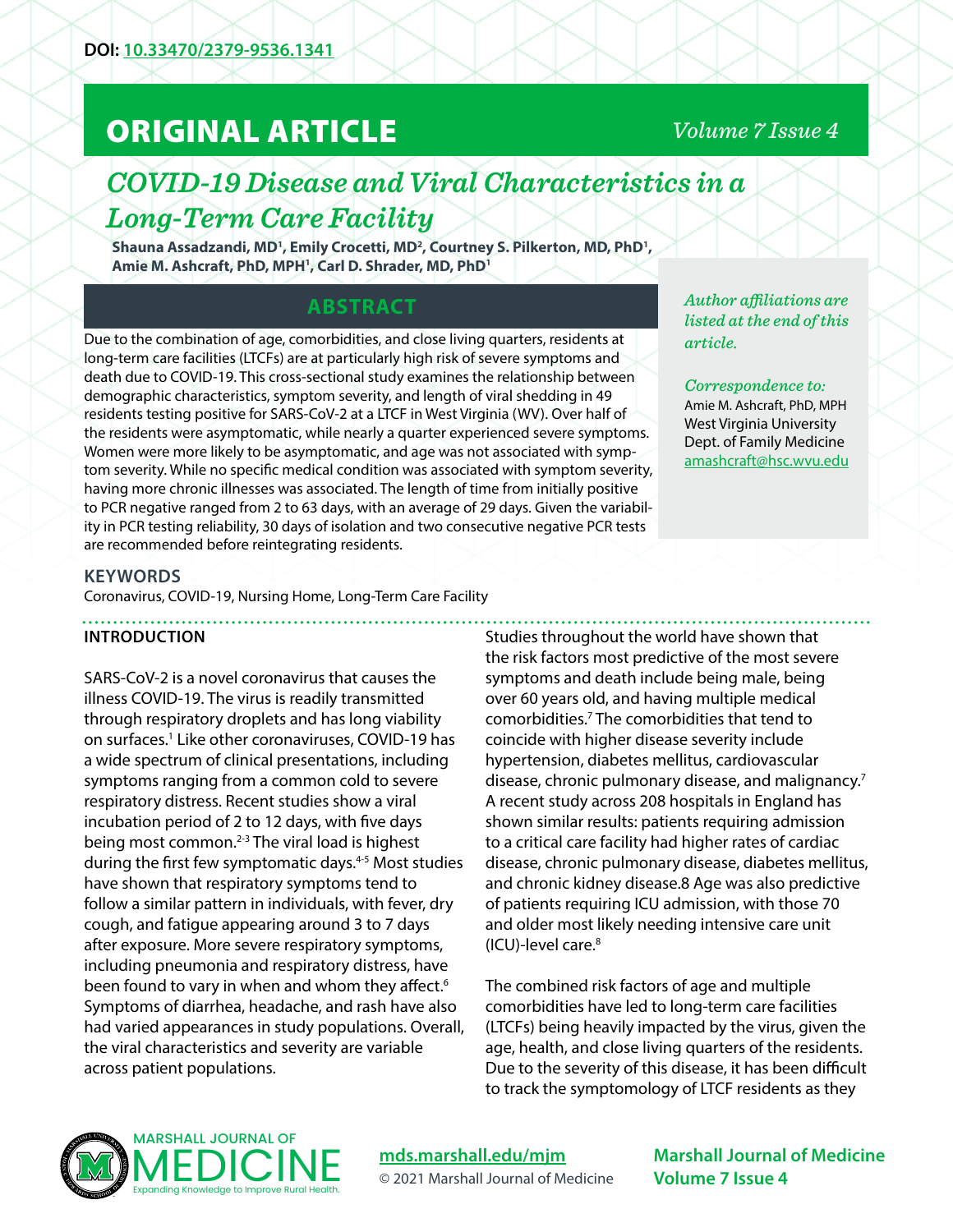DOI: 10.33470/2379-9536.1341

# ORIGINAL ARTICLE

# COVID-19 Disease and Viral Characteristics in a Long-Term Care Facility

**Shauna Assadzandi, MD[1], Emily Crocetti, MD[2], Courtney S. Pilkerton, MD, PhD[1], Amie M. Ashcraft, PhD, MPH[1], Carl D. Shrader, MD, PhD[1]**

*Author affiliations are listed at the end of this article.*

*Correspondence to:*
Amie M. Ashcraft, PhD, MPH
West Virginia University
Dept. of Family Medicine
amashcraft@hsc.wvu.edu

## ABSTRACT

Due to the combination of age, comorbidities, and close living quarters, residents at long-term care facilities (LTCFs) are at particularly high risk of severe symptoms and death due to COVID-19. This cross-sectional study examines the relationship between demographic characteristics, symptom severity, and length of viral shedding in 49 residents testing positive for SARS-CoV-2 at a LTCF in West Virginia (WV). Over half of the residents were asymptomatic, while nearly a quarter experienced severe symptoms. Women were more likely to be asymptomatic, and age was not associated with symptom severity. While no specific medical condition was associated with symptom severity, having more chronic illnesses was associated. The length of time from initially positive to PCR negative ranged from 2 to 63 days, with an average of 29 days. Given the variability in PCR testing reliability, 30 days of isolation and two consecutive negative PCR tests are recommended before reintegrating residents.

## KEYWORDS

Coronavirus, COVID-19, Nursing Home, Long-Term Care Facility

## INTRODUCTION

SARS-CoV-2 is a novel coronavirus that causes the illness COVID-19. The virus is readily transmitted through respiratory droplets and has long viability on surfaces.[1] Like other coronaviruses, COVID-19 has a wide spectrum of clinical presentations, including symptoms ranging from a common cold to severe respiratory distress. Recent studies show a viral incubation period of 2 to 12 days, with five days being most common.[2-3] The viral load is highest during the first few symptomatic days.[4-5] Most studies have shown that respiratory symptoms tend to follow a similar pattern in individuals, with fever, dry cough, and fatigue appearing around 3 to 7 days after exposure. More severe respiratory symptoms, including pneumonia and respiratory distress, have been found to vary in when and whom they affect.[6] Symptoms of diarrhea, headache, and rash have also had varied appearances in study populations. Overall, the viral characteristics and severity are variable across patient populations.

Studies throughout the world have shown that the risk factors most predictive of the most severe symptoms and death include being male, being over 60 years old, and having multiple medical comorbidities.[7] The comorbidities that tend to coincide with higher disease severity include hypertension, diabetes mellitus, cardiovascular disease, chronic pulmonary disease, and malignancy.[7] A recent study across 208 hospitals in England has shown similar results: patients requiring admission to a critical care facility had higher rates of cardiac disease, chronic pulmonary disease, diabetes mellitus, and chronic kidney disease.8 Age was also predictive of patients requiring ICU admission, with those 70 and older most likely needing intensive care unit (ICU)-level care.[8]

The combined risk factors of age and multiple comorbidities have led to long-term care facilities (LTCFs) being heavily impacted by the virus, given the age, health, and close living quarters of the residents. Due to the severity of this disease, it has been difficult to track the symptomology of LTCF residents as they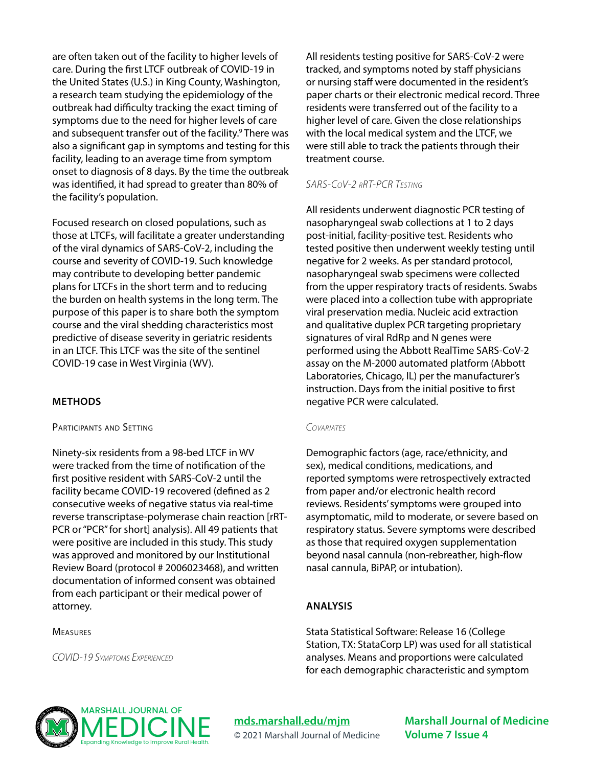are often taken out of the facility to higher levels of care. During the first LTCF outbreak of COVID-19 in the United States (U.S.) in King County, Washington, a research team studying the epidemiology of the outbreak had difficulty tracking the exact timing of symptoms due to the need for higher levels of care and subsequent transfer out of the facility.[9] There was also a significant gap in symptoms and testing for this facility, leading to an average time from symptom onset to diagnosis of 8 days. By the time the outbreak was identified, it had spread to greater than 80% of the facility's population.

Focused research on closed populations, such as those at LTCFs, will facilitate a greater understanding of the viral dynamics of SARS-CoV-2, including the course and severity of COVID-19. Such knowledge may contribute to developing better pandemic plans for LTCFs in the short term and to reducing the burden on health systems in the long term. The purpose of this paper is to share both the symptom course and the viral shedding characteristics most predictive of disease severity in geriatric residents in an LTCF. This LTCF was the site of the sentinel COVID-19 case in West Virginia (WV).

## METHODS

### Participants and Setting

Ninety-six residents from a 98-bed LTCF in WV were tracked from the time of notification of the first positive resident with SARS-CoV-2 until the facility became COVID-19 recovered (defined as 2 consecutive weeks of negative status via real-time reverse transcriptase-polymerase chain reaction [rRT-PCR or "PCR" for short] analysis). All 49 patients that were positive are included in this study. This study was approved and monitored by our Institutional Review Board (protocol # 2006023468), and written documentation of informed consent was obtained from each participant or their medical power of attorney.

### Measures

#### *COVID-19 Symptoms Experienced*

All residents testing positive for SARS-CoV-2 were tracked, and symptoms noted by staff physicians or nursing staff were documented in the resident's paper charts or their electronic medical record. Three residents were transferred out of the facility to a higher level of care. Given the close relationships with the local medical system and the LTCF, we were still able to track the patients through their treatment course.

#### *SARS-CoV-2 rRT-PCR Testing*

All residents underwent diagnostic PCR testing of nasopharyngeal swab collections at 1 to 2 days post-initial, facility-positive test. Residents who tested positive then underwent weekly testing until negative for 2 weeks. As per standard protocol, nasopharyngeal swab specimens were collected from the upper respiratory tracts of residents. Swabs were placed into a collection tube with appropriate viral preservation media. Nucleic acid extraction and qualitative duplex PCR targeting proprietary signatures of viral RdRp and N genes were performed using the Abbott RealTime SARS-CoV-2 assay on the M-2000 automated platform (Abbott Laboratories, Chicago, IL) per the manufacturer's instruction. Days from the initial positive to first negative PCR were calculated.

#### *Covariates*

Demographic factors (age, race/ethnicity, and sex), medical conditions, medications, and reported symptoms were retrospectively extracted from paper and/or electronic health record reviews. Residents' symptoms were grouped into asymptomatic, mild to moderate, or severe based on respiratory status. Severe symptoms were described as those that required oxygen supplementation beyond nasal cannula (non-rebreather, high-flow nasal cannula, BiPAP, or intubation).

## ANALYSIS

Stata Statistical Software: Release 16 (College Station, TX: StataCorp LP) was used for all statistical analyses. Means and proportions were calculated for each demographic characteristic and symptom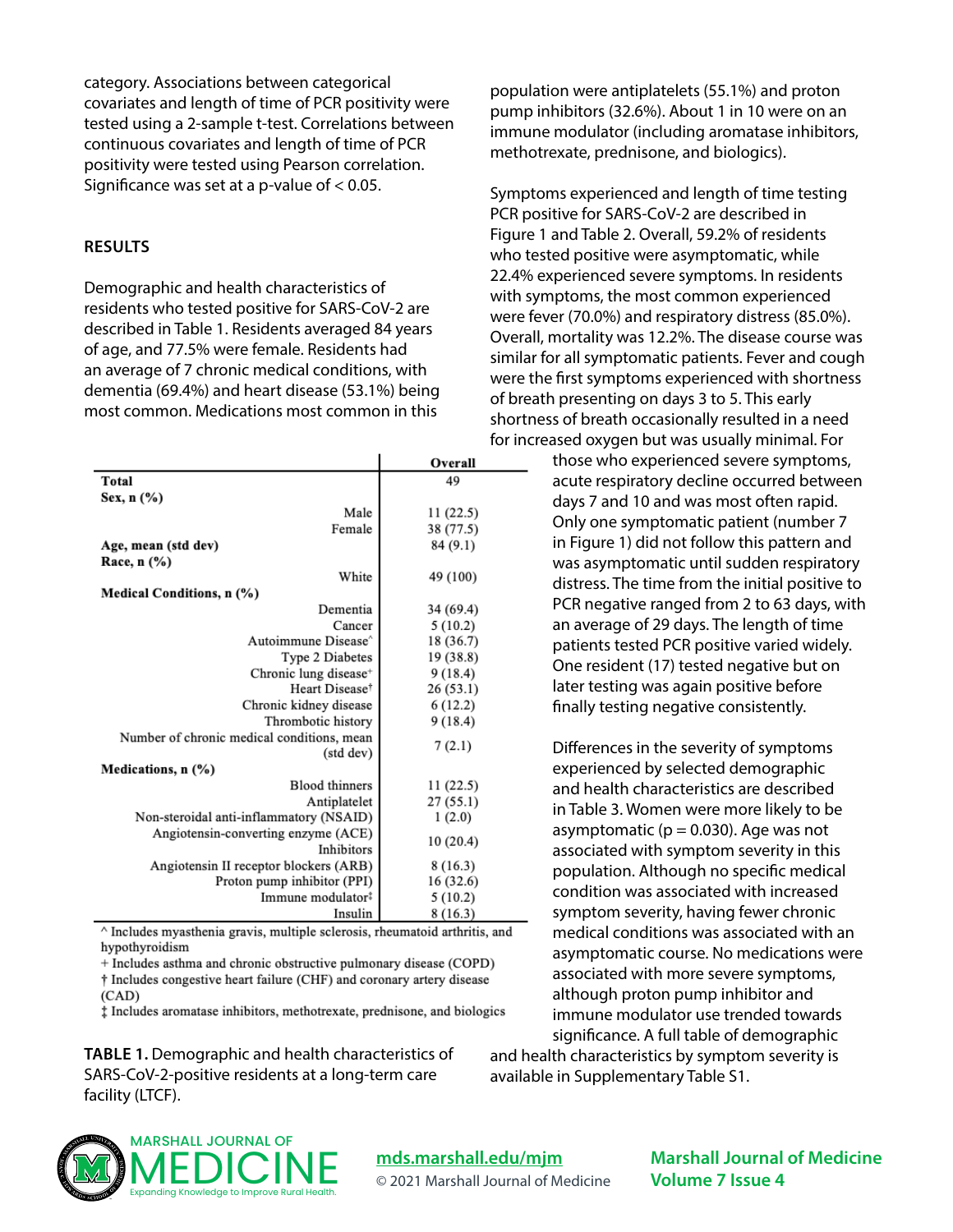category. Associations between categorical covariates and length of time of PCR positivity were tested using a 2-sample t-test. Correlations between continuous covariates and length of time of PCR positivity were tested using Pearson correlation. Significance was set at a p-value of $< 0.05$.

## RESULTS

Demographic and health characteristics of residents who tested positive for SARS-CoV-2 are described in Table 1. Residents averaged 84 years of age, and 77.5% were female. Residents had an average of 7 chronic medical conditions, with dementia (69.4%) and heart disease (53.1%) being most common. Medications most common in this population were antiplatelets (55.1%) and proton pump inhibitors (32.6%). About 1 in 10 were on an immune modulator (including aromatase inhibitors, methotrexate, prednisone, and biologics).

| | Overall |
|---|---|
| **Total** | 49 |
| **Sex, n (%)** | |
| Male | 11 (22.5) |
| Female | 38 (77.5) |
| **Age, mean (std dev)** | 84 (9.1) |
| **Race, n (%)** | |
| White | 49 (100) |
| **Medical Conditions, n (%)** | |
| Dementia | 34 (69.4) |
| Cancer | 5 (10.2) |
| Autoimmune Disease^ | 18 (36.7) |
| Type 2 Diabetes | 19 (38.8) |
| Chronic lung disease+ | 9 (18.4) |
| Heart Disease† | 26 (53.1) |
| Chronic kidney disease | 6 (12.2) |
| Thrombotic history | 9 (18.4) |
| Number of chronic medical conditions, mean (std dev) | 7 (2.1) |
| **Medications, n (%)** | |
| Blood thinners | 11 (22.5) |
| Antiplatelet | 27 (55.1) |
| Non-steroidal anti-inflammatory (NSAID) | 1 (2.0) |
| Angiotensin-converting enzyme (ACE) Inhibitors | 10 (20.4) |
| Angiotensin II receptor blockers (ARB) | 8 (16.3) |
| Proton pump inhibitor (PPI) | 16 (32.6) |
| Immune modulator‡ | 5 (10.2) |
| Insulin | 8 (16.3) |

^ Includes myasthenia gravis, multiple sclerosis, rheumatoid arthritis, and hypothyroidism
+ Includes asthma and chronic obstructive pulmonary disease (COPD)
† Includes congestive heart failure (CHF) and coronary artery disease (CAD)
‡ Includes aromatase inhibitors, methotrexate, prednisone, and biologics

**TABLE 1.** Demographic and health characteristics of SARS-CoV-2-positive residents at a long-term care facility (LTCF).

Symptoms experienced and length of time testing PCR positive for SARS-CoV-2 are described in Figure 1 and Table 2. Overall, 59.2% of residents who tested positive were asymptomatic, while 22.4% experienced severe symptoms. In residents with symptoms, the most common experienced were fever (70.0%) and respiratory distress (85.0%). Overall, mortality was 12.2%. The disease course was similar for all symptomatic patients. Fever and cough were the first symptoms experienced with shortness of breath presenting on days 3 to 5. This early shortness of breath occasionally resulted in a need for increased oxygen but was usually minimal. For those who experienced severe symptoms, acute respiratory decline occurred between days 7 and 10 and was most often rapid. Only one symptomatic patient (number 7 in Figure 1) did not follow this pattern and was asymptomatic until sudden respiratory distress. The time from the initial positive to PCR negative ranged from 2 to 63 days, with an average of 29 days. The length of time patients tested PCR positive varied widely. One resident (17) tested negative but on later testing was again positive before finally testing negative consistently.

Differences in the severity of symptoms experienced by selected demographic and health characteristics are described in Table 3. Women were more likely to be asymptomatic ($p = 0.030$). Age was not associated with symptom severity in this population. Although no specific medical condition was associated with increased symptom severity, having fewer chronic medical conditions was associated with an asymptomatic course. No medications were associated with more severe symptoms, although proton pump inhibitor and immune modulator use trended towards significance. A full table of demographic and health characteristics by symptom severity is available in Supplementary Table S1.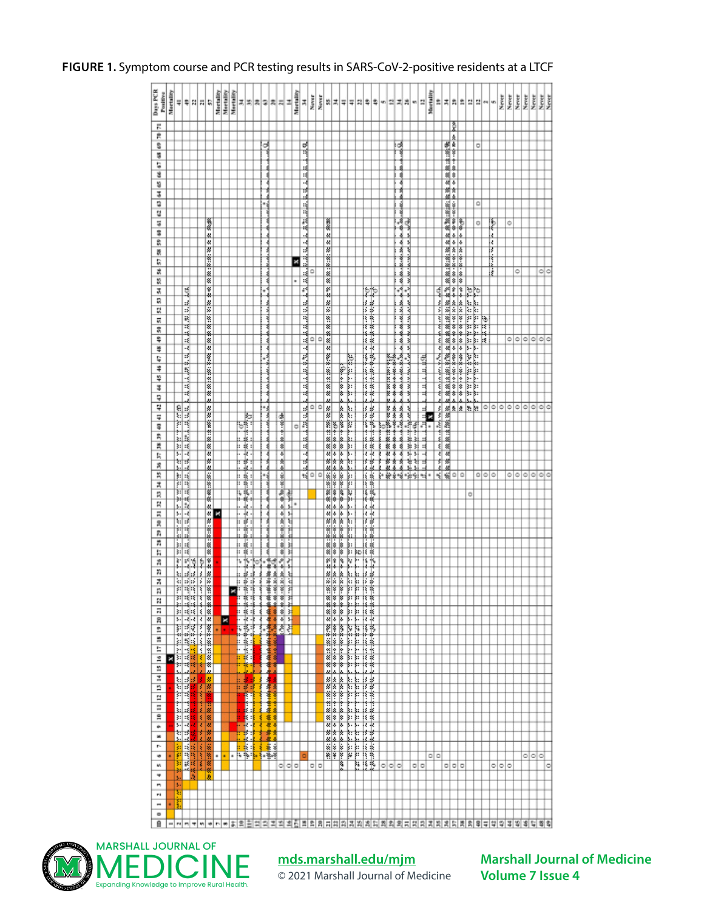**FIGURE 1.** Symptom course and PCR testing results in SARS-CoV-2-positive residents at a LTCF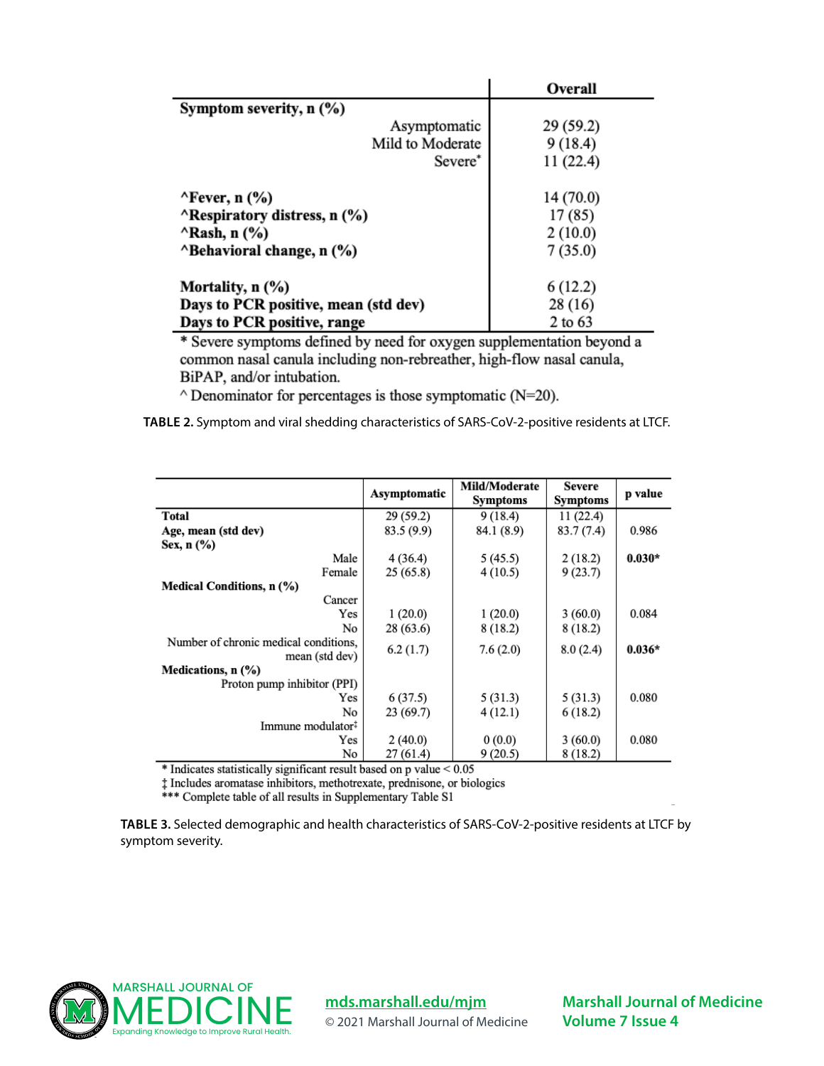| | Overall |
|---|---|
| **Symptom severity, n (%)** | |
| Asymptomatic | 29 (59.2) |
| Mild to Moderate | 9 (18.4) |
| Severe* | 11 (22.4) |
| **^Fever, n (%)** | 14 (70.0) |
| **^Respiratory distress, n (%)** | 17 (85) |
| **^Rash, n (%)** | 2 (10.0) |
| **^Behavioral change, n (%)** | 7 (35.0) |
| **Mortality, n (%)** | 6 (12.2) |
| **Days to PCR positive, mean (std dev)** | 28 (16) |
| **Days to PCR positive, range** | 2 to 63 |

* Severe symptoms defined by need for oxygen supplementation beyond a common nasal canula including non-rebreather, high-flow nasal canula, BiPAP, and/or intubation.

^ Denominator for percentages is those symptomatic (N=20).

**TABLE 2.** Symptom and viral shedding characteristics of SARS-CoV-2-positive residents at LTCF.

| | Asymptomatic | Mild/Moderate Symptoms | Severe Symptoms | p value |
|---|---|---|---|---|
| **Total** | 29 (59.2) | 9 (18.4) | 11 (22.4) | |
| **Age, mean (std dev)** | 83.5 (9.9) | 84.1 (8.9) | 83.7 (7.4) | 0.986 |
| **Sex, n (%)** | | | | |
| Male | 4 (36.4) | 5 (45.5) | 2 (18.2) | **0.030*** |
| Female | 25 (65.8) | 4 (10.5) | 9 (23.7) | |
| **Medical Conditions, n (%)** | | | | |
| Cancer | | | | |
| Yes | 1 (20.0) | 1 (20.0) | 3 (60.0) | 0.084 |
| No | 28 (63.6) | 8 (18.2) | 8 (18.2) | |
| Number of chronic medical conditions, mean (std dev) | 6.2 (1.7) | 7.6 (2.0) | 8.0 (2.4) | **0.036*** |
| **Medications, n (%)** | | | | |
| Proton pump inhibitor (PPI) | | | | |
| Yes | 6 (37.5) | 5 (31.3) | 5 (31.3) | 0.080 |
| No | 23 (69.7) | 4 (12.1) | 6 (18.2) | |
| Immune modulator‡ | | | | |
| Yes | 2 (40.0) | 0 (0.0) | 3 (60.0) | 0.080 |
| No | 27 (61.4) | 9 (20.5) | 8 (18.2) | |

* Indicates statistically significant result based on p value < 0.05

‡ Includes aromatase inhibitors, methotrexate, prednisone, or biologics

*** Complete table of all results in Supplementary Table S1

**TABLE 3.** Selected demographic and health characteristics of SARS-CoV-2-positive residents at LTCF by symptom severity.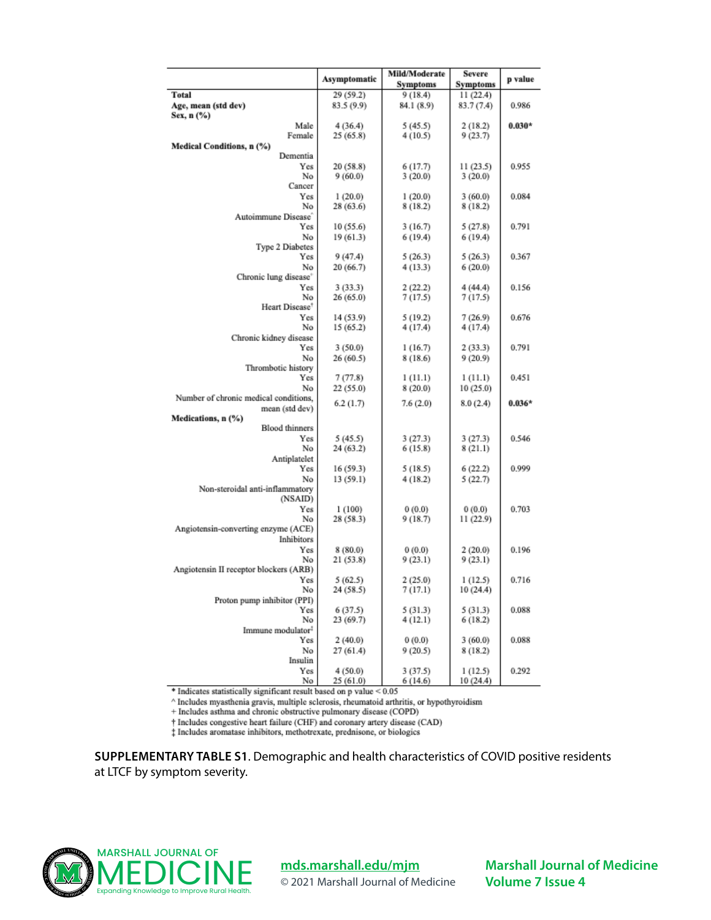| | Asymptomatic | Mild/Moderate Symptoms | Severe Symptoms | p value |
|---|---|---|---|---|
| **Total** | 29 (59.2) | 9 (18.4) | 11 (22.4) | |
| **Age, mean (std dev)** | 83.5 (9.9) | 84.1 (8.9) | 83.7 (7.4) | 0.986 |
| **Sex, n (%)** | | | | |
| Male | 4 (36.4) | 5 (45.5) | 2 (18.2) | **0.030*** |
| Female | 25 (65.8) | 4 (10.5) | 9 (23.7) | |
| **Medical Conditions, n (%)** | | | | |
| Dementia | | | | |
| Yes | 20 (58.8) | 6 (17.7) | 11 (23.5) | 0.955 |
| No | 9 (60.0) | 3 (20.0) | 3 (20.0) | |
| Cancer | | | | |
| Yes | 1 (20.0) | 1 (20.0) | 3 (60.0) | 0.084 |
| No | 28 (63.6) | 8 (18.2) | 8 (18.2) | |
| Autoimmune Disease^ | | | | |
| Yes | 10 (55.6) | 3 (16.7) | 5 (27.8) | 0.791 |
| No | 19 (61.3) | 6 (19.4) | 6 (19.4) | |
| Type 2 Diabetes | | | | |
| Yes | 9 (47.4) | 5 (26.3) | 5 (26.3) | 0.367 |
| No | 20 (66.7) | 4 (13.3) | 6 (20.0) | |
| Chronic lung disease+ | | | | |
| Yes | 3 (33.3) | 2 (22.2) | 4 (44.4) | 0.156 |
| No | 26 (65.0) | 7 (17.5) | 7 (17.5) | |
| Heart Disease† | | | | |
| Yes | 14 (53.9) | 5 (19.2) | 7 (26.9) | 0.676 |
| No | 15 (65.2) | 4 (17.4) | 4 (17.4) | |
| Chronic kidney disease | | | | |
| Yes | 3 (50.0) | 1 (16.7) | 2 (33.3) | 0.791 |
| No | 26 (60.5) | 8 (18.6) | 9 (20.9) | |
| Thrombotic history | | | | |
| Yes | 7 (77.8) | 1 (11.1) | 1 (11.1) | 0.451 |
| No | 22 (55.0) | 8 (20.0) | 10 (25.0) | |
| Number of chronic medical conditions, mean (std dev) | 6.2 (1.7) | 7.6 (2.0) | 8.0 (2.4) | **0.036*** |
| **Medications, n (%)** | | | | |
| Blood thinners | | | | |
| Yes | 5 (45.5) | 3 (27.3) | 3 (27.3) | 0.546 |
| No | 24 (63.2) | 6 (15.8) | 8 (21.1) | |
| Antiplatelet | | | | |
| Yes | 16 (59.3) | 5 (18.5) | 6 (22.2) | 0.999 |
| No | 13 (59.1) | 4 (18.2) | 5 (22.7) | |
| Non-steroidal anti-inflammatory (NSAID) | | | | |
| Yes | 1 (100) | 0 (0.0) | 0 (0.0) | 0.703 |
| No | 28 (58.3) | 9 (18.7) | 11 (22.9) | |
| Angiotensin-converting enzyme (ACE) Inhibitors | | | | |
| Yes | 8 (80.0) | 0 (0.0) | 2 (20.0) | 0.196 |
| No | 21 (53.8) | 9 (23.1) | 9 (23.1) | |
| Angiotensin II receptor blockers (ARB) | | | | |
| Yes | 5 (62.5) | 2 (25.0) | 1 (12.5) | 0.716 |
| No | 24 (58.5) | 7 (17.1) | 10 (24.4) | |
| Proton pump inhibitor (PPI) | | | | |
| Yes | 6 (37.5) | 5 (31.3) | 5 (31.3) | 0.088 |
| No | 23 (69.7) | 4 (12.1) | 6 (18.2) | |
| Immune modulator‡ | | | | |
| Yes | 2 (40.0) | 0 (0.0) | 3 (60.0) | 0.088 |
| No | 27 (61.4) | 9 (20.5) | 8 (18.2) | |
| Insulin | | | | |
| Yes | 4 (50.0) | 3 (37.5) | 1 (12.5) | 0.292 |
| No | 25 (61.0) | 6 (14.6) | 10 (24.4) | |

\* Indicates statistically significant result based on p value < 0.05
^ Includes myasthenia gravis, multiple sclerosis, rheumatoid arthritis, or hypothyroidism
+ Includes asthma and chronic obstructive pulmonary disease (COPD)
† Includes congestive heart failure (CHF) and coronary artery disease (CAD)
‡ Includes aromatase inhibitors, methotrexate, prednisone, or biologics

**SUPPLEMENTARY TABLE S1**. Demographic and health characteristics of COVID positive residents at LTCF by symptom severity.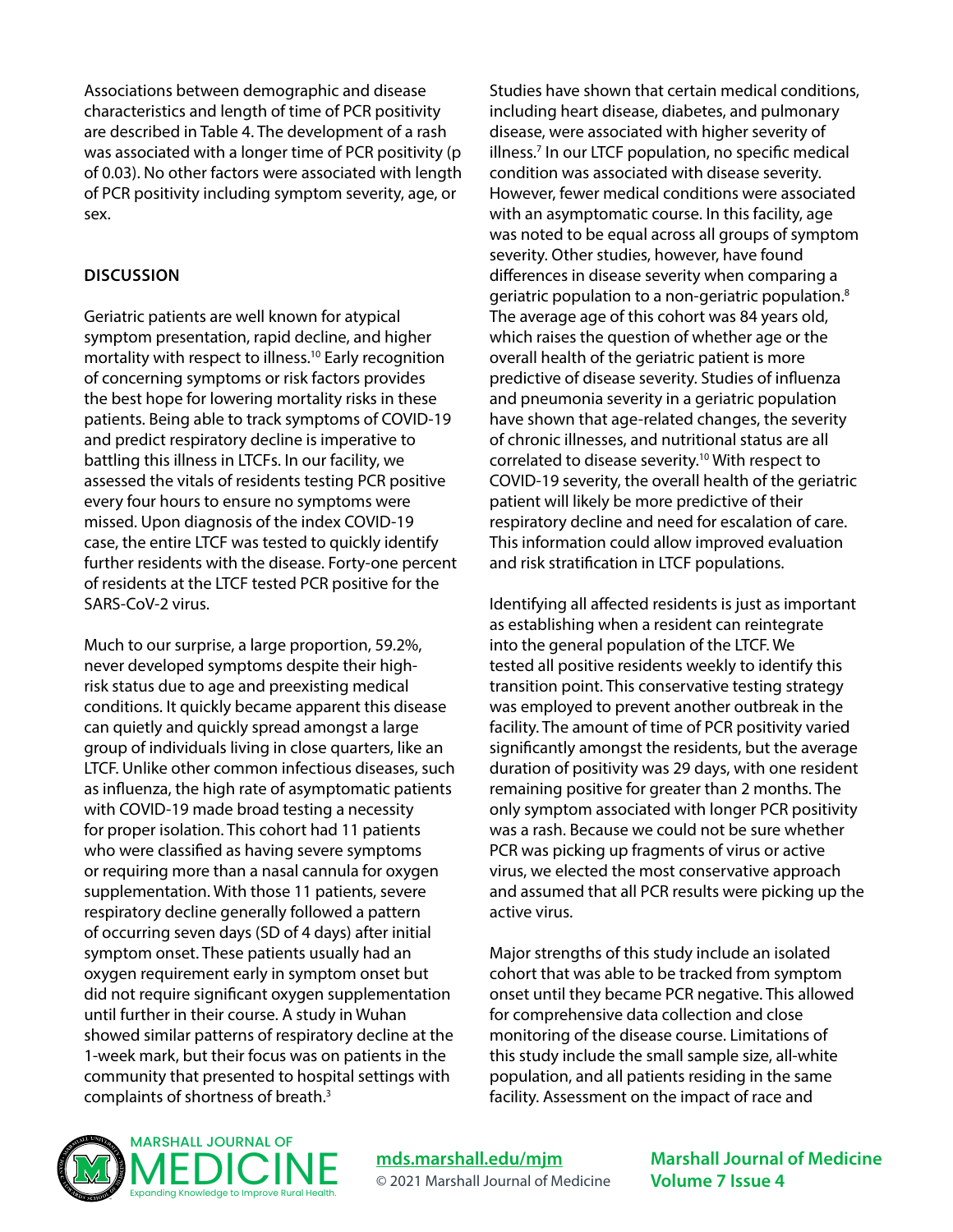Associations between demographic and disease characteristics and length of time of PCR positivity are described in Table 4. The development of a rash was associated with a longer time of PCR positivity (p of 0.03). No other factors were associated with length of PCR positivity including symptom severity, age, or sex.

## DISCUSSION

Geriatric patients are well known for atypical symptom presentation, rapid decline, and higher mortality with respect to illness.[10] Early recognition of concerning symptoms or risk factors provides the best hope for lowering mortality risks in these patients. Being able to track symptoms of COVID-19 and predict respiratory decline is imperative to battling this illness in LTCFs. In our facility, we assessed the vitals of residents testing PCR positive every four hours to ensure no symptoms were missed. Upon diagnosis of the index COVID-19 case, the entire LTCF was tested to quickly identify further residents with the disease. Forty-one percent of residents at the LTCF tested PCR positive for the SARS-CoV-2 virus.

Much to our surprise, a large proportion, 59.2%, never developed symptoms despite their high-risk status due to age and preexisting medical conditions. It quickly became apparent this disease can quietly and quickly spread amongst a large group of individuals living in close quarters, like an LTCF. Unlike other common infectious diseases, such as influenza, the high rate of asymptomatic patients with COVID-19 made broad testing a necessity for proper isolation. This cohort had 11 patients who were classified as having severe symptoms or requiring more than a nasal cannula for oxygen supplementation. With those 11 patients, severe respiratory decline generally followed a pattern of occurring seven days (SD of 4 days) after initial symptom onset. These patients usually had an oxygen requirement early in symptom onset but did not require significant oxygen supplementation until further in their course. A study in Wuhan showed similar patterns of respiratory decline at the 1-week mark, but their focus was on patients in the community that presented to hospital settings with complaints of shortness of breath.[3]

Studies have shown that certain medical conditions, including heart disease, diabetes, and pulmonary disease, were associated with higher severity of illness.[7] In our LTCF population, no specific medical condition was associated with disease severity. However, fewer medical conditions were associated with an asymptomatic course. In this facility, age was noted to be equal across all groups of symptom severity. Other studies, however, have found differences in disease severity when comparing a geriatric population to a non-geriatric population.[8] The average age of this cohort was 84 years old, which raises the question of whether age or the overall health of the geriatric patient is more predictive of disease severity. Studies of influenza and pneumonia severity in a geriatric population have shown that age-related changes, the severity of chronic illnesses, and nutritional status are all correlated to disease severity.[10] With respect to COVID-19 severity, the overall health of the geriatric patient will likely be more predictive of their respiratory decline and need for escalation of care. This information could allow improved evaluation and risk stratification in LTCF populations.

Identifying all affected residents is just as important as establishing when a resident can reintegrate into the general population of the LTCF. We tested all positive residents weekly to identify this transition point. This conservative testing strategy was employed to prevent another outbreak in the facility. The amount of time of PCR positivity varied significantly amongst the residents, but the average duration of positivity was 29 days, with one resident remaining positive for greater than 2 months. The only symptom associated with longer PCR positivity was a rash. Because we could not be sure whether PCR was picking up fragments of virus or active virus, we elected the most conservative approach and assumed that all PCR results were picking up the active virus.

Major strengths of this study include an isolated cohort that was able to be tracked from symptom onset until they became PCR negative. This allowed for comprehensive data collection and close monitoring of the disease course. Limitations of this study include the small sample size, all-white population, and all patients residing in the same facility. Assessment on the impact of race and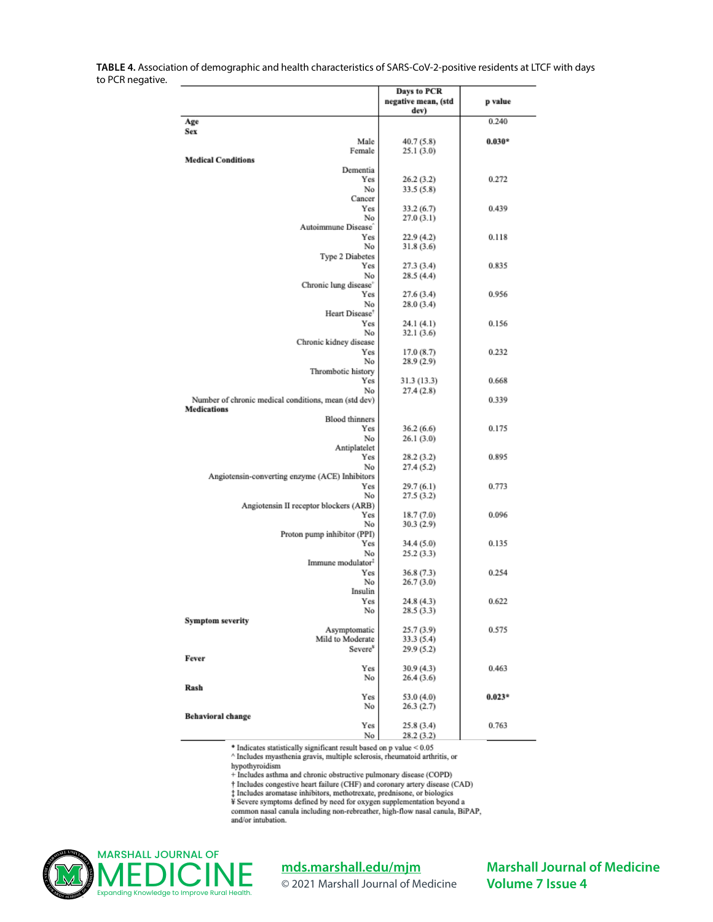**TABLE 4.** Association of demographic and health characteristics of SARS-CoV-2-positive residents at LTCF with days to PCR negative.

| | Days to PCR negative mean, (std dev) | p value |
|---|---|---|
| **Age** | | 0.240 |
| **Sex** | | |
| Male | 40.7 (5.8) | **0.030*** |
| Female | 25.1 (3.0) | |
| **Medical Conditions** | | |
| Dementia | | |
| Yes | 26.2 (3.2) | 0.272 |
| No | 33.5 (5.8) | |
| Cancer | | |
| Yes | 33.2 (6.7) | 0.439 |
| No | 27.0 (3.1) | |
| Autoimmune Disease^ | | |
| Yes | 22.9 (4.2) | 0.118 |
| No | 31.8 (3.6) | |
| Type 2 Diabetes | | |
| Yes | 27.3 (3.4) | 0.835 |
| No | 28.5 (4.4) | |
| Chronic lung disease+ | | |
| Yes | 27.6 (3.4) | 0.956 |
| No | 28.0 (3.4) | |
| Heart Disease† | | |
| Yes | 24.1 (4.1) | 0.156 |
| No | 32.1 (3.6) | |
| Chronic kidney disease | | |
| Yes | 17.0 (8.7) | 0.232 |
| No | 28.9 (2.9) | |
| Thrombotic history | | |
| Yes | 31.3 (13.3) | 0.668 |
| No | 27.4 (2.8) | |
| Number of chronic medical conditions, mean (std dev) | | 0.339 |
| **Medications** | | |
| Blood thinners | | |
| Yes | 36.2 (6.6) | 0.175 |
| No | 26.1 (3.0) | |
| Antiplatelet | | |
| Yes | 28.2 (3.2) | 0.895 |
| No | 27.4 (5.2) | |
| Angiotensin-converting enzyme (ACE) Inhibitors | | |
| Yes | 29.7 (6.1) | 0.773 |
| No | 27.5 (3.2) | |
| Angiotensin II receptor blockers (ARB) | | |
| Yes | 18.7 (7.0) | 0.096 |
| No | 30.3 (2.9) | |
| Proton pump inhibitor (PPI) | | |
| Yes | 34.4 (5.0) | 0.135 |
| No | 25.2 (3.3) | |
| Immune modulator‡ | | |
| Yes | 36.8 (7.3) | 0.254 |
| No | 26.7 (3.0) | |
| Insulin | | |
| Yes | 24.8 (4.3) | 0.622 |
| No | 28.5 (3.3) | |
| **Symptom severity** | | |
| Asymptomatic | 25.7 (3.9) | 0.575 |
| Mild to Moderate | 33.3 (5.4) | |
| Severe¥ | 29.9 (5.2) | |
| **Fever** | | |
| Yes | 30.9 (4.3) | 0.463 |
| No | 26.4 (3.6) | |
| **Rash** | | |
| Yes | 53.0 (4.0) | **0.023*** |
| No | 26.3 (2.7) | |
| **Behavioral change** | | |
| Yes | 25.8 (3.4) | 0.763 |
| No | 28.2 (3.2) | |

\* Indicates statistically significant result based on p value < 0.05  
^ Includes myasthenia gravis, multiple sclerosis, rheumatoid arthritis, or hypothyroidism  
+ Includes asthma and chronic obstructive pulmonary disease (COPD)  
† Includes congestive heart failure (CHF) and coronary artery disease (CAD)  
‡ Includes aromatase inhibitors, methotrexate, prednisone, or biologics  
¥ Severe symptoms defined by need for oxygen supplementation beyond a common nasal canula including non-rebreather, high-flow nasal canula, BiPAP, and/or intubation.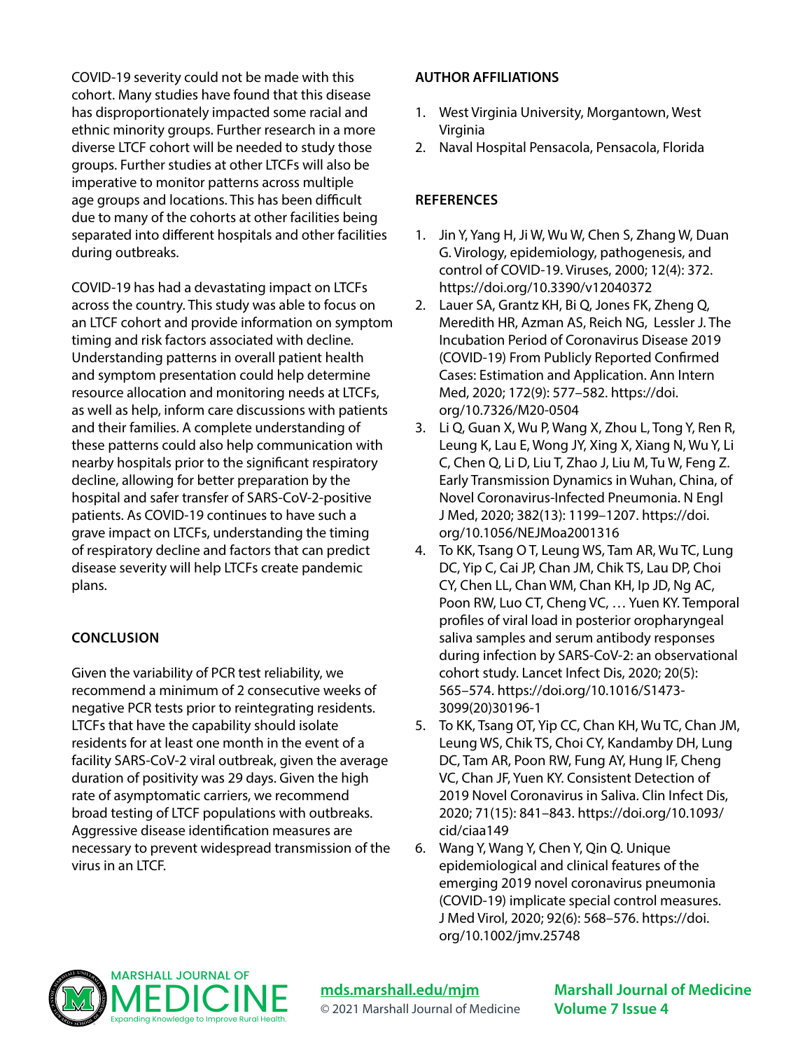COVID-19 severity could not be made with this cohort. Many studies have found that this disease has disproportionately impacted some racial and ethnic minority groups. Further research in a more diverse LTCF cohort will be needed to study those groups. Further studies at other LTCFs will also be imperative to monitor patterns across multiple age groups and locations. This has been difficult due to many of the cohorts at other facilities being separated into different hospitals and other facilities during outbreaks.

COVID-19 has had a devastating impact on LTCFs across the country. This study was able to focus on an LTCF cohort and provide information on symptom timing and risk factors associated with decline. Understanding patterns in overall patient health and symptom presentation could help determine resource allocation and monitoring needs at LTCFs, as well as help, inform care discussions with patients and their families. A complete understanding of these patterns could also help communication with nearby hospitals prior to the significant respiratory decline, allowing for better preparation by the hospital and safer transfer of SARS-CoV-2-positive patients. As COVID-19 continues to have such a grave impact on LTCFs, understanding the timing of respiratory decline and factors that can predict disease severity will help LTCFs create pandemic plans.

## CONCLUSION

Given the variability of PCR test reliability, we recommend a minimum of 2 consecutive weeks of negative PCR tests prior to reintegrating residents. LTCFs that have the capability should isolate residents for at least one month in the event of a facility SARS-CoV-2 viral outbreak, given the average duration of positivity was 29 days. Given the high rate of asymptomatic carriers, we recommend broad testing of LTCF populations with outbreaks. Aggressive disease identification measures are necessary to prevent widespread transmission of the virus in an LTCF.

## AUTHOR AFFILIATIONS

1. West Virginia University, Morgantown, West Virginia
2. Naval Hospital Pensacola, Pensacola, Florida

## REFERENCES

1. Jin Y, Yang H, Ji W, Wu W, Chen S, Zhang W, Duan G. Virology, epidemiology, pathogenesis, and control of COVID-19. Viruses, 2000; 12(4): 372. https://doi.org/10.3390/v12040372
2. Lauer SA, Grantz KH, Bi Q, Jones FK, Zheng Q, Meredith HR, Azman AS, Reich NG, Lessler J. The Incubation Period of Coronavirus Disease 2019 (COVID-19) From Publicly Reported Confirmed Cases: Estimation and Application. Ann Intern Med, 2020; 172(9): 577–582. https://doi.org/10.7326/M20-0504
3. Li Q, Guan X, Wu P, Wang X, Zhou L, Tong Y, Ren R, Leung K, Lau E, Wong JY, Xing X, Xiang N, Wu Y, Li C, Chen Q, Li D, Liu T, Zhao J, Liu M, Tu W, Feng Z. Early Transmission Dynamics in Wuhan, China, of Novel Coronavirus-Infected Pneumonia. N Engl J Med, 2020; 382(13): 1199–1207. https://doi.org/10.1056/NEJMoa2001316
4. To KK, Tsang O T, Leung WS, Tam AR, Wu TC, Lung DC, Yip C, Cai JP, Chan JM, Chik TS, Lau DP, Choi CY, Chen LL, Chan WM, Chan KH, Ip JD, Ng AC, Poon RW, Luo CT, Cheng VC, … Yuen KY. Temporal profiles of viral load in posterior oropharyngeal saliva samples and serum antibody responses during infection by SARS-CoV-2: an observational cohort study. Lancet Infect Dis, 2020; 20(5): 565–574. https://doi.org/10.1016/S1473-3099(20)30196-1
5. To KK, Tsang OT, Yip CC, Chan KH, Wu TC, Chan JM, Leung WS, Chik TS, Choi CY, Kandamby DH, Lung DC, Tam AR, Poon RW, Fung AY, Hung IF, Cheng VC, Chan JF, Yuen KY. Consistent Detection of 2019 Novel Coronavirus in Saliva. Clin Infect Dis, 2020; 71(15): 841–843. https://doi.org/10.1093/cid/ciaa149
6. Wang Y, Wang Y, Chen Y, Qin Q. Unique epidemiological and clinical features of the emerging 2019 novel coronavirus pneumonia (COVID-19) implicate special control measures. J Med Virol, 2020; 92(6): 568–576. https://doi.org/10.1002/jmv.25748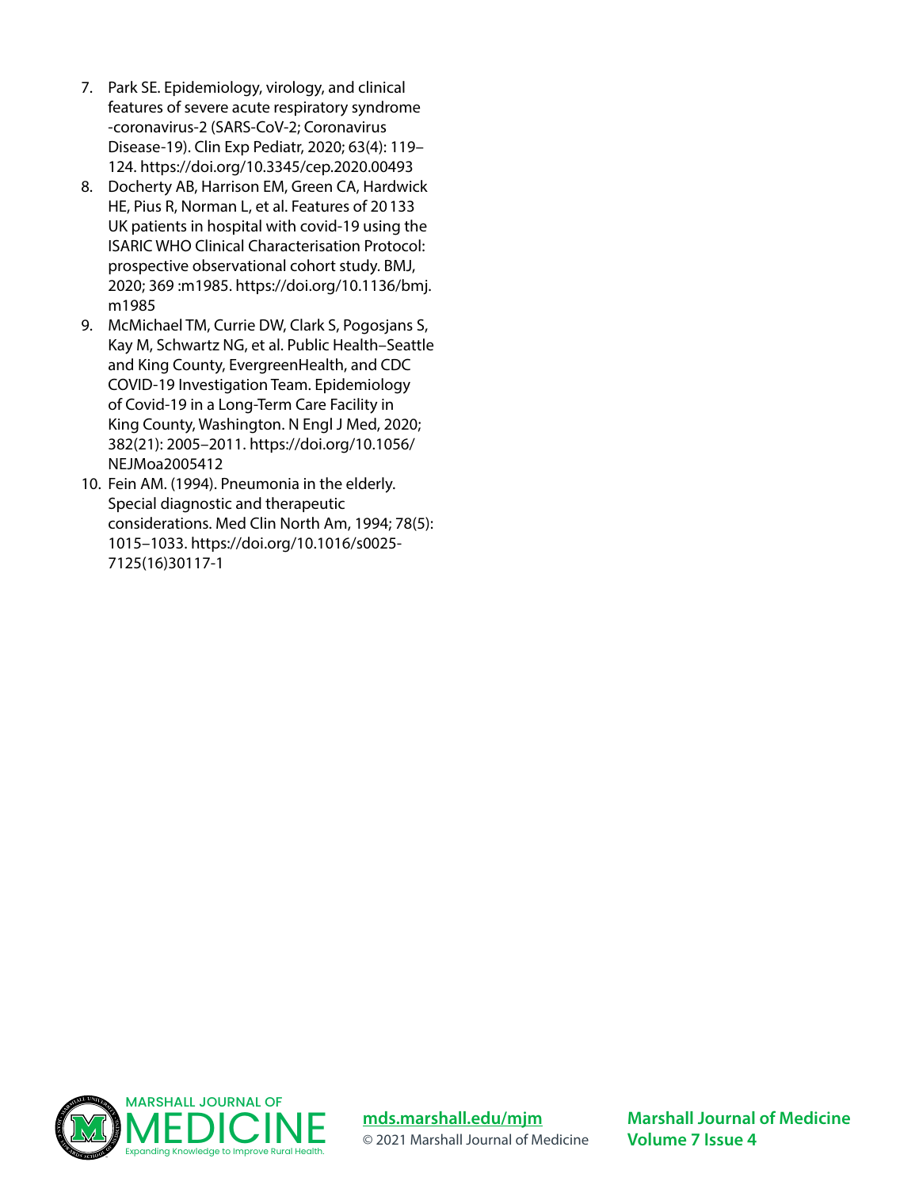7. Park SE. Epidemiology, virology, and clinical features of severe acute respiratory syndrome -coronavirus-2 (SARS-CoV-2; Coronavirus Disease-19). Clin Exp Pediatr, 2020; 63(4): 119–124. https://doi.org/10.3345/cep.2020.00493
8. Docherty AB, Harrison EM, Green CA, Hardwick HE, Pius R, Norman L, et al. Features of 20 133 UK patients in hospital with covid-19 using the ISARIC WHO Clinical Characterisation Protocol: prospective observational cohort study. BMJ, 2020; 369 :m1985. https://doi.org/10.1136/bmj.m1985
9. McMichael TM, Currie DW, Clark S, Pogosjans S, Kay M, Schwartz NG, et al. Public Health–Seattle and King County, EvergreenHealth, and CDC COVID-19 Investigation Team. Epidemiology of Covid-19 in a Long-Term Care Facility in King County, Washington. N Engl J Med, 2020; 382(21): 2005–2011. https://doi.org/10.1056/NEJMoa2005412
10. Fein AM. (1994). Pneumonia in the elderly. Special diagnostic and therapeutic considerations. Med Clin North Am, 1994; 78(5): 1015–1033. https://doi.org/10.1016/s0025-7125(16)30117-1